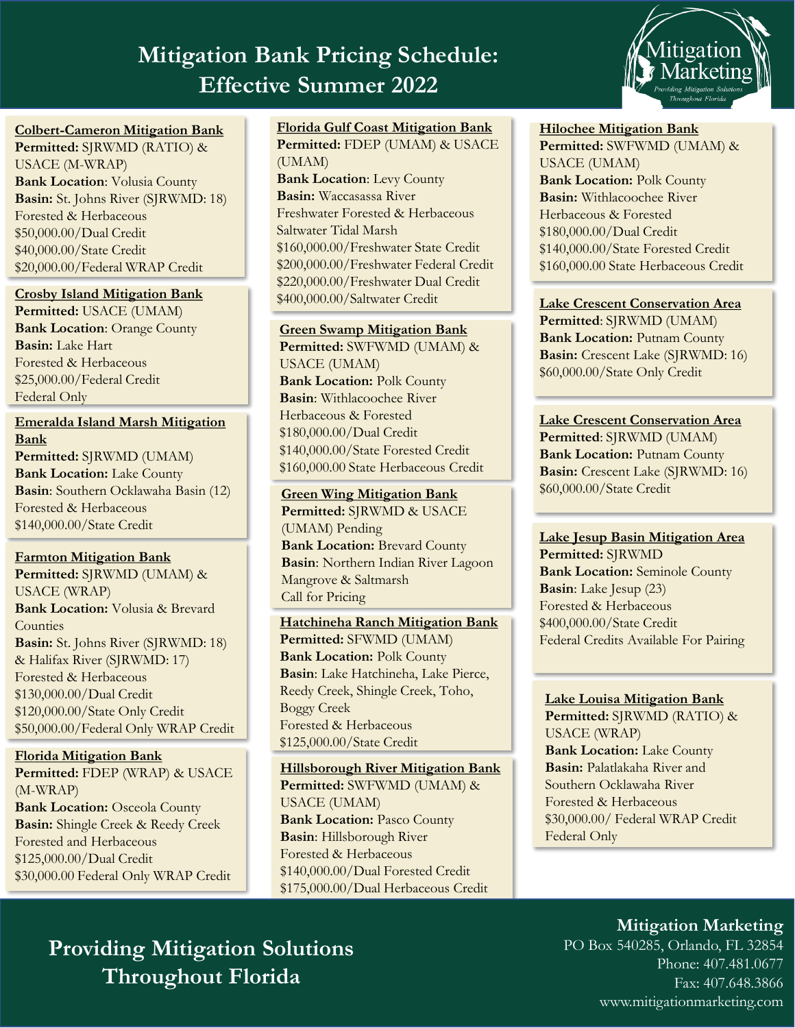# Mitigation Bank Pricing Schedule: Effective Summer 2022

Mitigation Marketing
*Providing Mitigation Solutions Throughout Florida*

**Colbert-Cameron Mitigation Bank**
**Permitted:** SJRWMD (RATIO) & USACE (M-WRAP)
**Bank Location**: Volusia County
**Basin:** St. Johns River (SJRWMD: 18)
Forested & Herbaceous
$50,000.00/Dual Credit
$40,000.00/State Credit
$20,000.00/Federal WRAP Credit

**Crosby Island Mitigation Bank**
**Permitted:** USACE (UMAM)
**Bank Location**: Orange County
**Basin:** Lake Hart
Forested & Herbaceous
$25,000.00/Federal Credit
Federal Only

**Emeralda Island Marsh Mitigation Bank**
**Permitted:** SJRWMD (UMAM)
**Bank Location:** Lake County
**Basin**: Southern Ocklawaha Basin (12)
Forested & Herbaceous
$140,000.00/State Credit

**Farmton Mitigation Bank**
**Permitted:** SJRWMD (UMAM) & USACE (WRAP)
**Bank Location:** Volusia & Brevard Counties
**Basin:** St. Johns River (SJRWMD: 18) & Halifax River (SJRWMD: 17)
Forested & Herbaceous
$130,000.00/Dual Credit
$120,000.00/State Only Credit
$50,000.00/Federal Only WRAP Credit

**Florida Mitigation Bank**
**Permitted:** FDEP (WRAP) & USACE (M-WRAP)
**Bank Location:** Osceola County
**Basin:** Shingle Creek & Reedy Creek
Forested and Herbaceous
$125,000.00/Dual Credit
$30,000.00 Federal Only WRAP Credit

**Florida Gulf Coast Mitigation Bank**
**Permitted:** FDEP (UMAM) & USACE (UMAM)
**Bank Location**: Levy County
**Basin:** Waccasassa River
Freshwater Forested & Herbaceous
Saltwater Tidal Marsh
$160,000.00/Freshwater State Credit
$200,000.00/Freshwater Federal Credit
$220,000.00/Freshwater Dual Credit
$400,000.00/Saltwater Credit

**Green Swamp Mitigation Bank**
**Permitted:** SWFWMD (UMAM) & USACE (UMAM)
**Bank Location:** Polk County
**Basin**: Withlacoochee River
Herbaceous & Forested
$180,000.00/Dual Credit
$140,000.00/State Forested Credit
$160,000.00 State Herbaceous Credit

**Green Wing Mitigation Bank**
**Permitted:** SJRWMD & USACE (UMAM) Pending
**Bank Location:** Brevard County
**Basin**: Northern Indian River Lagoon
Mangrove & Saltmarsh
Call for Pricing

**Hatchineha Ranch Mitigation Bank**
**Permitted:** SFWMD (UMAM)
**Bank Location:** Polk County
**Basin**: Lake Hatchineha, Lake Pierce, Reedy Creek, Shingle Creek, Toho, Boggy Creek
Forested & Herbaceous
$125,000.00/State Credit

**Hillsborough River Mitigation Bank**
**Permitted:** SWFWMD (UMAM) & USACE (UMAM)
**Bank Location:** Pasco County
**Basin**: Hillsborough River
Forested & Herbaceous
$140,000.00/Dual Forested Credit
$175,000.00/Dual Herbaceous Credit

**Hilochee Mitigation Bank**
**Permitted:** SWFWMD (UMAM) & USACE (UMAM)
**Bank Location:** Polk County
**Basin:** Withlacoochee River
Herbaceous & Forested
$180,000.00/Dual Credit
$140,000.00/State Forested Credit
$160,000.00 State Herbaceous Credit

**Lake Crescent Conservation Area**
**Permitted**: SJRWMD (UMAM)
**Bank Location:** Putnam County
**Basin:** Crescent Lake (SJRWMD: 16)
$60,000.00/State Only Credit

**Lake Crescent Conservation Area**
**Permitted**: SJRWMD (UMAM)
**Bank Location:** Putnam County
**Basin:** Crescent Lake (SJRWMD: 16)
$60,000.00/State Credit

**Lake Jesup Basin Mitigation Area**
**Permitted:** SJRWMD
**Bank Location:** Seminole County
**Basin**: Lake Jesup (23)
Forested & Herbaceous
$400,000.00/State Credit
Federal Credits Available For Pairing

**Lake Louisa Mitigation Bank**
**Permitted:** SJRWMD (RATIO) & USACE (WRAP)
**Bank Location:** Lake County
**Basin:** Palatlakaha River and Southern Ocklawaha River
Forested & Herbaceous
$30,000.00/ Federal WRAP Credit
Federal Only

**Providing Mitigation Solutions Throughout Florida**

**Mitigation Marketing**
PO Box 540285, Orlando, FL 32854
Phone: 407.481.0677
Fax: 407.648.3866
www.mitigationmarketing.com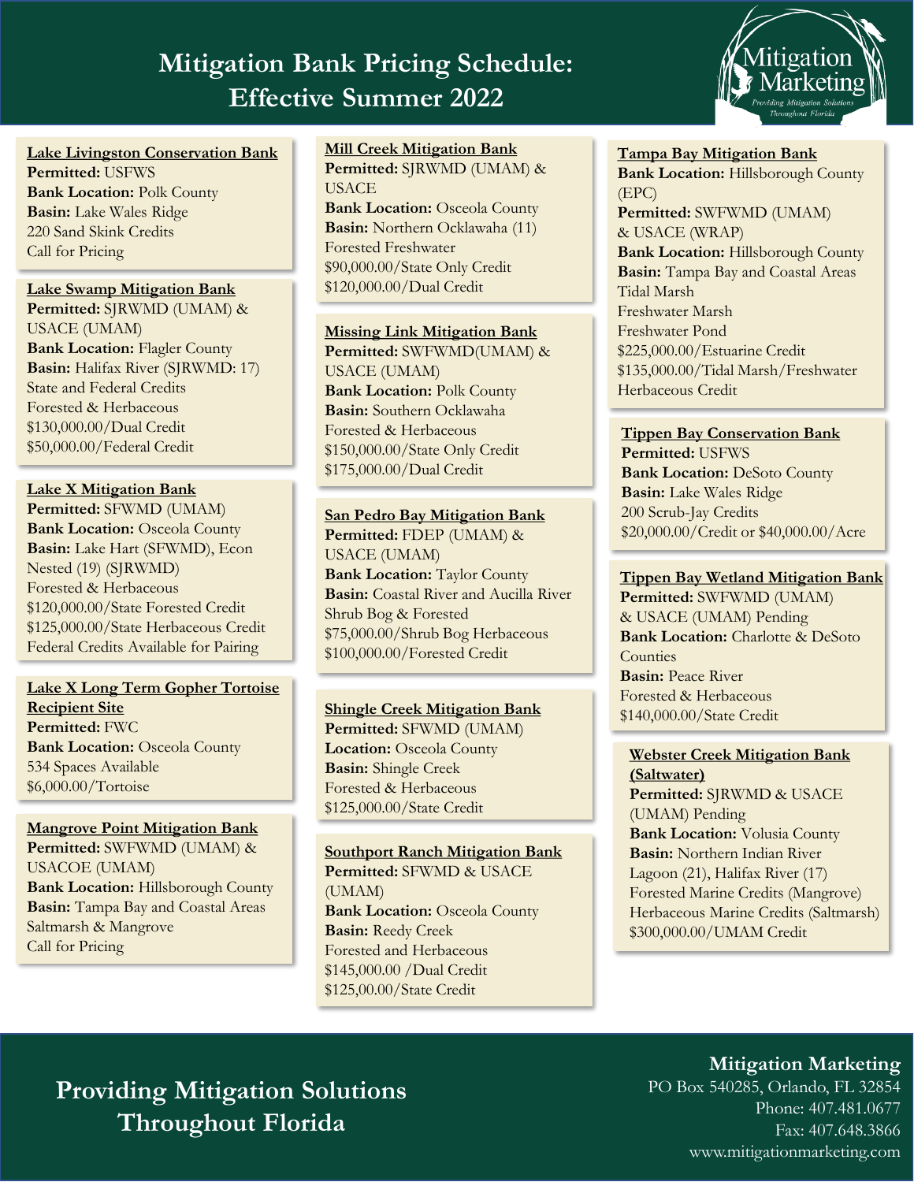# Mitigation Bank Pricing Schedule: Effective Summer 2022

Mitigation Marketing
*Providing Mitigation Solutions Throughout Florida*

**Lake Livingston Conservation Bank**
**Permitted:** USFWS
**Bank Location:** Polk County
**Basin:** Lake Wales Ridge
220 Sand Skink Credits
Call for Pricing

**Lake Swamp Mitigation Bank**
**Permitted:** SJRWMD (UMAM) & USACE (UMAM)
**Bank Location:** Flagler County
**Basin:** Halifax River (SJRWMD: 17)
State and Federal Credits
Forested & Herbaceous
$130,000.00/Dual Credit
$50,000.00/Federal Credit

**Lake X Mitigation Bank**
**Permitted:** SFWMD (UMAM)
**Bank Location:** Osceola County
**Basin:** Lake Hart (SFWMD), Econ Nested (19) (SJRWMD)
Forested & Herbaceous
$120,000.00/State Forested Credit
$125,000.00/State Herbaceous Credit
Federal Credits Available for Pairing

**Lake X Long Term Gopher Tortoise Recipient Site**
**Permitted:** FWC
**Bank Location:** Osceola County
534 Spaces Available
$6,000.00/Tortoise

**Mangrove Point Mitigation Bank**
**Permitted:** SWFWMD (UMAM) & USACOE (UMAM)
**Bank Location:** Hillsborough County
**Basin:** Tampa Bay and Coastal Areas
Saltmarsh & Mangrove
Call for Pricing

**Mill Creek Mitigation Bank**
**Permitted:** SJRWMD (UMAM) & USACE
**Bank Location:** Osceola County
**Basin:** Northern Ocklawaha (11)
Forested Freshwater
$90,000.00/State Only Credit
$120,000.00/Dual Credit

**Missing Link Mitigation Bank**
**Permitted:** SWFWMD(UMAM) & USACE (UMAM)
**Bank Location:** Polk County
**Basin:** Southern Ocklawaha
Forested & Herbaceous
$150,000.00/State Only Credit
$175,000.00/Dual Credit

**San Pedro Bay Mitigation Bank**
**Permitted:** FDEP (UMAM) & USACE (UMAM)
**Bank Location:** Taylor County
**Basin:** Coastal River and Aucilla River
Shrub Bog & Forested
$75,000.00/Shrub Bog Herbaceous
$100,000.00/Forested Credit

**Shingle Creek Mitigation Bank**
**Permitted:** SFWMD (UMAM)
**Location:** Osceola County
**Basin:** Shingle Creek
Forested & Herbaceous
$125,000.00/State Credit

**Southport Ranch Mitigation Bank**
**Permitted:** SFWMD & USACE (UMAM)
**Bank Location:** Osceola County
**Basin:** Reedy Creek
Forested and Herbaceous
$145,000.00 /Dual Credit
$125,00.00/State Credit

**Tampa Bay Mitigation Bank**
**Bank Location:** Hillsborough County (EPC)
**Permitted:** SWFWMD (UMAM) & USACE (WRAP)
**Bank Location:** Hillsborough County
**Basin:** Tampa Bay and Coastal Areas
Tidal Marsh
Freshwater Marsh
Freshwater Pond
$225,000.00/Estuarine Credit
$135,000.00/Tidal Marsh/Freshwater Herbaceous Credit

**Tippen Bay Conservation Bank**
**Permitted:** USFWS
**Bank Location:** DeSoto County
**Basin:** Lake Wales Ridge
200 Scrub-Jay Credits
$20,000.00/Credit or $40,000.00/Acre

**Tippen Bay Wetland Mitigation Bank**
**Permitted:** SWFWMD (UMAM) & USACE (UMAM) Pending
**Bank Location:** Charlotte & DeSoto Counties
**Basin:** Peace River
Forested & Herbaceous
$140,000.00/State Credit

**Webster Creek Mitigation Bank (Saltwater)**
**Permitted:** SJRWMD & USACE (UMAM) Pending
**Bank Location:** Volusia County
**Basin:** Northern Indian River Lagoon (21), Halifax River (17)
Forested Marine Credits (Mangrove)
Herbaceous Marine Credits (Saltmarsh)
$300,000.00/UMAM Credit

**Providing Mitigation Solutions Throughout Florida**

**Mitigation Marketing**
PO Box 540285, Orlando, FL 32854
Phone: 407.481.0677
Fax: 407.648.3866
www.mitigationmarketing.com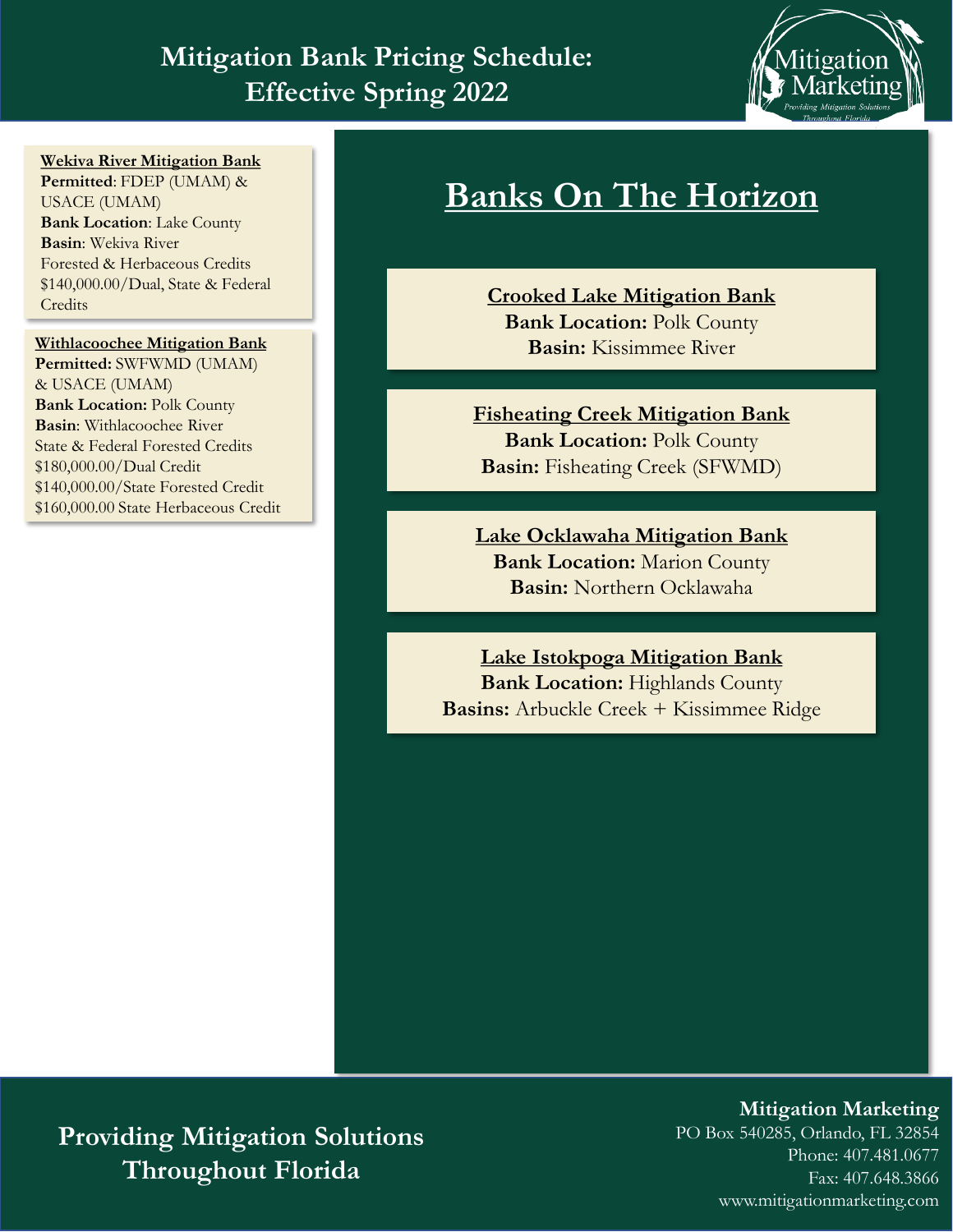# Mitigation Bank Pricing Schedule: Effective Spring 2022

Mitigation Marketing
*Providing Mitigation Solutions Throughout Florida*

**Wekiva River Mitigation Bank**
**Permitted**: FDEP (UMAM) & USACE (UMAM)
**Bank Location**: Lake County
**Basin**: Wekiva River
Forested & Herbaceous Credits
$140,000.00/Dual, State & Federal Credits

**Withlacoochee Mitigation Bank**
**Permitted:** SWFWMD (UMAM) & USACE (UMAM)
**Bank Location:** Polk County
**Basin**: Withlacoochee River
State & Federal Forested Credits
$180,000.00/Dual Credit
$140,000.00/State Forested Credit
$160,000.00 State Herbaceous Credit

## Banks On The Horizon

**Crooked Lake Mitigation Bank**
**Bank Location:** Polk County
**Basin:** Kissimmee River

**Fisheating Creek Mitigation Bank**
**Bank Location:** Polk County
**Basin:** Fisheating Creek (SFWMD)

**Lake Ocklawaha Mitigation Bank**
**Bank Location:** Marion County
**Basin:** Northern Ocklawaha

**Lake Istokpoga Mitigation Bank**
**Bank Location:** Highlands County
**Basins:** Arbuckle Creek + Kissimmee Ridge

**Providing Mitigation Solutions Throughout Florida**

**Mitigation Marketing**
PO Box 540285, Orlando, FL 32854
Phone: 407.481.0677
Fax: 407.648.3866
www.mitigationmarketing.com